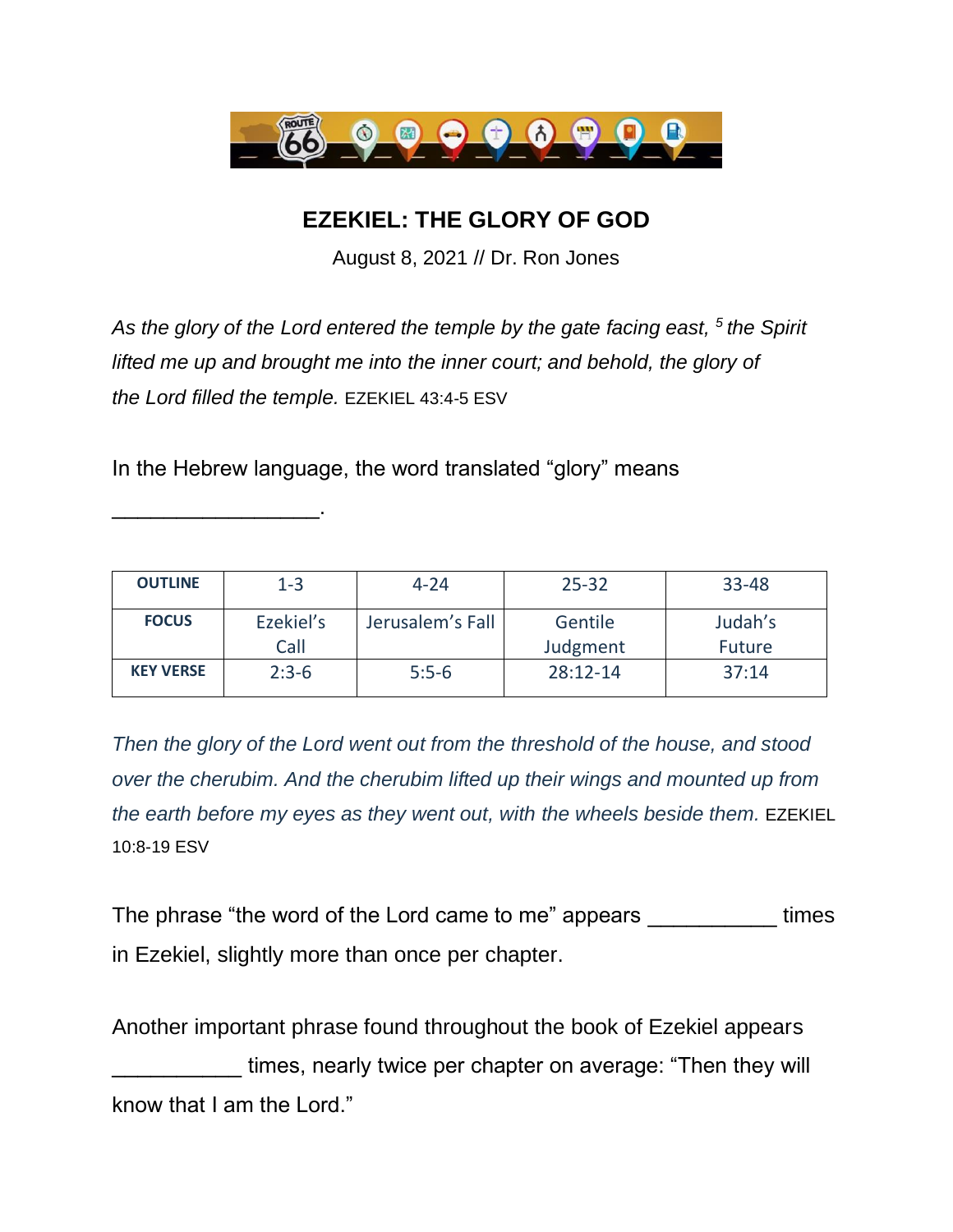# EZEKIEL: THE GLORY OF GOD

August 8, 2021 // Dr. Ron Jones

*As the glory of the Lord entered the temple by the gate facing east, [5] the Spirit lifted me up and brought me into the inner court; and behold, the glory of the Lord filled the temple.* EZEKIEL 43:4-5 ESV

In the Hebrew language, the word translated "glory" means _________________.

| OUTLINE | 1-3 | 4-24 | 25-32 | 33-48 |
|---|---|---|---|---|
| FOCUS | Ezekiel's Call | Jerusalem's Fall | Gentile Judgment | Judah's Future |
| KEY VERSE | 2:3-6 | 5:5-6 | 28:12-14 | 37:14 |

*Then the glory of the Lord went out from the threshold of the house, and stood over the cherubim. And the cherubim lifted up their wings and mounted up from the earth before my eyes as they went out, with the wheels beside them.* EZEKIEL 10:8-19 ESV

The phrase "the word of the Lord came to me" appears __________ times in Ezekiel, slightly more than once per chapter.

Another important phrase found throughout the book of Ezekiel appears __________ times, nearly twice per chapter on average: "Then they will know that I am the Lord."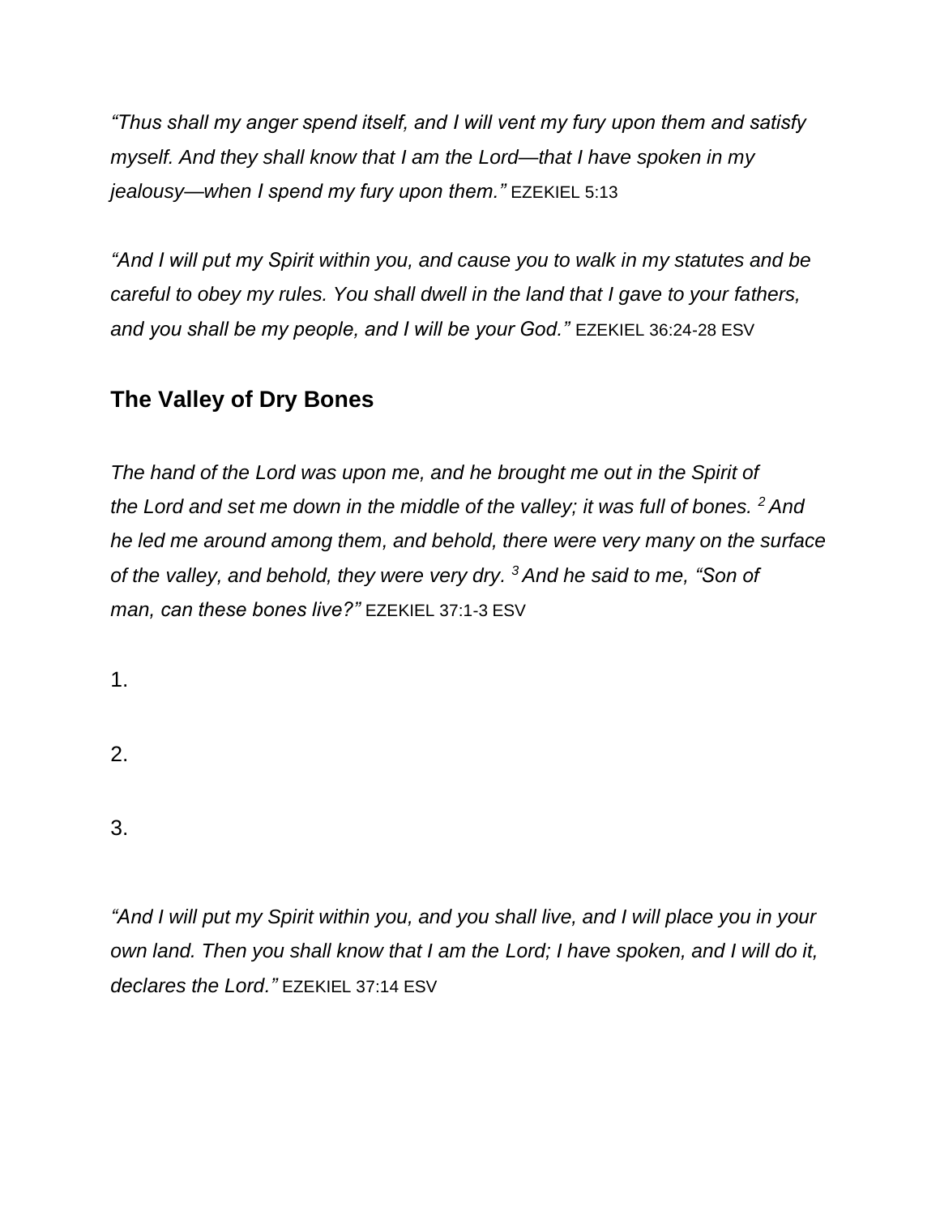*"Thus shall my anger spend itself, and I will vent my fury upon them and satisfy myself. And they shall know that I am the Lord—that I have spoken in my jealousy—when I spend my fury upon them."* EZEKIEL 5:13

*"And I will put my Spirit within you, and cause you to walk in my statutes and be careful to obey my rules. You shall dwell in the land that I gave to your fathers, and you shall be my people, and I will be your God."* EZEKIEL 36:24-28 ESV

## The Valley of Dry Bones

*The hand of the Lord was upon me, and he brought me out in the Spirit of the Lord and set me down in the middle of the valley; it was full of bones. [2] And he led me around among them, and behold, there were very many on the surface of the valley, and behold, they were very dry. [3] And he said to me, "Son of man, can these bones live?"* EZEKIEL 37:1-3 ESV

1.

2.

3.

*"And I will put my Spirit within you, and you shall live, and I will place you in your own land. Then you shall know that I am the Lord; I have spoken, and I will do it, declares the Lord."* EZEKIEL 37:14 ESV